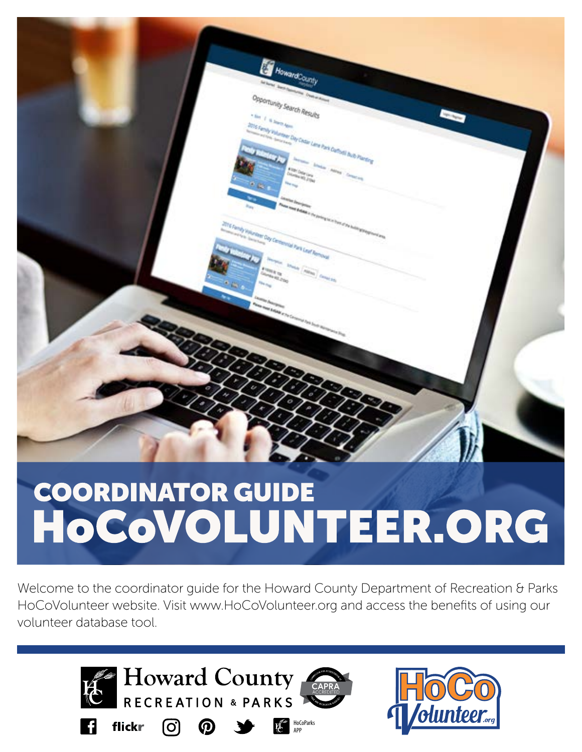# COORDINATOR GUIDE

# HoCoVOLUNTEER.ORG

Welcome to the coordinator guide for the Howard County Department of Recreation & Parks HoCoVolunteer website. Visit www.HoCoVolunteer.org and access the benefits of using our volunteer database tool.

Howard County RECREATION & PARKS

CAPRA ACCREDITED

flickr

HoCoParks APP

HoCo Volunteer.org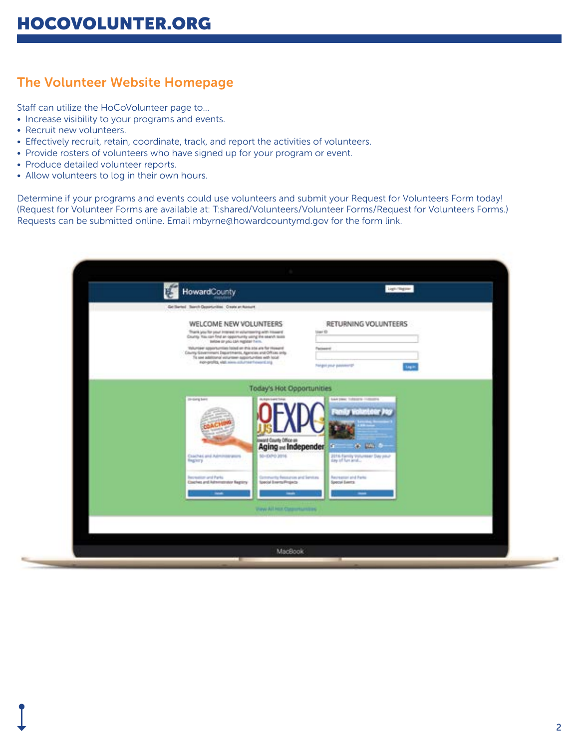# HOCOVOLUNTER.ORG

## The Volunteer Website Homepage

Staff can utilize the HoCoVolunteer page to...

- Increase visibility to your programs and events.
- Recruit new volunteers.
- Effectively recruit, retain, coordinate, track, and report the activities of volunteers.
- Provide rosters of volunteers who have signed up for your program or event.
- Produce detailed volunteer reports.
- Allow volunteers to log in their own hours.

Determine if your programs and events could use volunteers and submit your Request for Volunteers Form today! (Request for Volunteer Forms are available at: T:shared/Volunteers/Volunteer Forms/Request for Volunteers Forms.) Requests can be submitted online. Email mbyrne@howardcountymd.gov for the form link.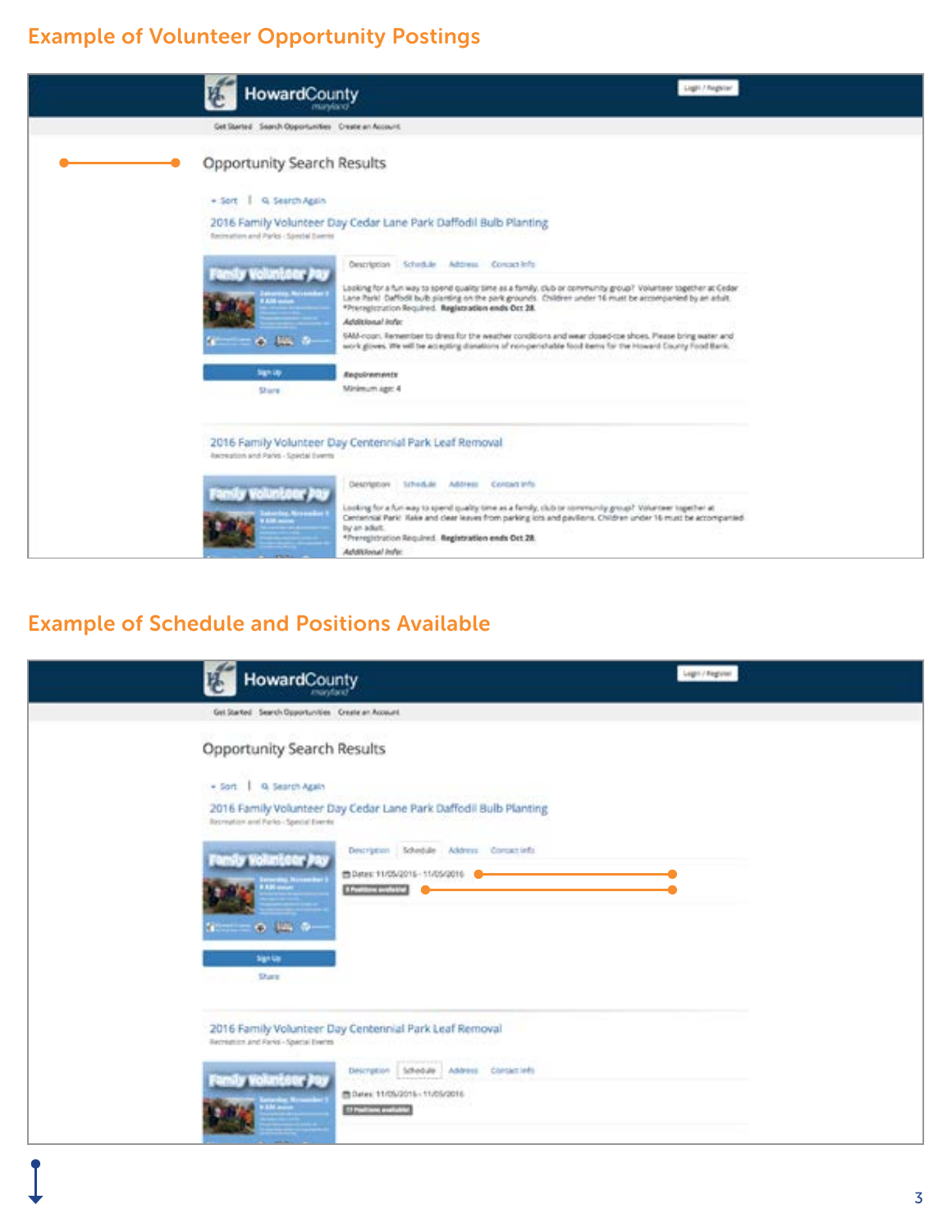## Example of Volunteer Opportunity Postings

HowardCounty maryland

Login / Register

Get Started Search Opportunities Create an Account

Opportunity Search Results

Sort | Search Again

2016 Family Volunteer Day Cedar Lane Park Daffodil Bulb Planting

Recreation and Parks - Special Events

Description Schedule Address Contact Info

Looking for a fun way to spend quality time as a family, club or community group? Volunteer together at Cedar Lane Park! Daffodil bulb planting on the park grounds. Children under 16 must be accompanied by an adult. *Preregistration Required. **Registration ends Oct 28.**

***Additional Info:***

9AM-noon. Remember to dress for the weather conditions and wear closed-toe shoes. Please bring water and work gloves. We will be accepting donations of non-perishable food items for the Howard County Food Bank.

***Requirements***

Minimum age: 4

Sign Up

Share

2016 Family Volunteer Day Centennial Park Leaf Removal

Recreation and Parks - Special Events

Description Schedule Address Contact Info

Looking for a fun way to spend quality time as a family, club or community group? Volunteer together at Centennial Park! Rake and clear leaves from parking lots and pavilions. Children under 16 must be accompanied by an adult.

*Preregistration Required. **Registration ends Oct 28.**

***Additional Info:***

## Example of Schedule and Positions Available

HowardCounty maryland

Login / Register

Get Started Search Opportunities Create an Account

Opportunity Search Results

Sort | Search Again

2016 Family Volunteer Day Cedar Lane Park Daffodil Bulb Planting

Recreation and Parks - Special Events

Description Schedule Address Contact Info

Dates: 11/05/2016 - 11/05/2016

Positions available

Sign Up

Share

2016 Family Volunteer Day Centennial Park Leaf Removal

Recreation and Parks - Special Events

Description Schedule Address Contact Info

Dates: 11/05/2016 - 11/05/2016

Positions available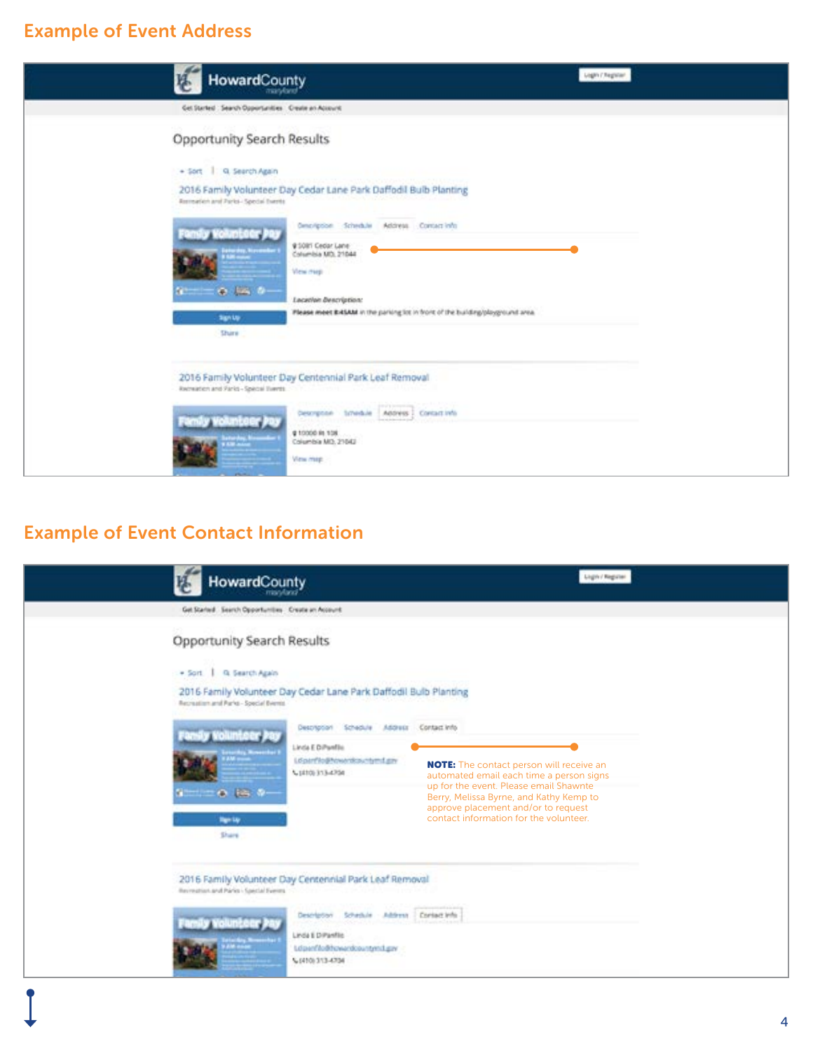## Example of Event Address

Opportunity Search Results

Sort | Search Again

2016 Family Volunteer Day Cedar Lane Park Daffodil Bulb Planting

Recreation and Parks - Special Events

Description | Schedule | Address | Contact Info

5081 Cedar Lane
Columbia MD, 21044

View map

*Location Description:*

**Please meet 8:45AM** in the parking lot in front of the building/playground area.

Sign Up

Share

2016 Family Volunteer Day Centennial Park Leaf Removal

Recreation and Parks - Special Events

Description | Schedule | Address | Contact Info

10000 Rt 108
Columbia MD, 21042

View map

## Example of Event Contact Information

Opportunity Search Results

Sort | Search Again

2016 Family Volunteer Day Cedar Lane Park Daffodil Bulb Planting

Recreation and Parks - Special Events

Description | Schedule | Address | Contact Info

Linda E DiPanfilo
ldipanfilo@howardcountymd.gov
(410) 313-4704

Sign Up

Share

**NOTE:** The contact person will receive an automated email each time a person signs up for the event. Please email Shawnte Berry, Melissa Byrne, and Kathy Kemp to approve placement and/or to request contact information for the volunteer.

2016 Family Volunteer Day Centennial Park Leaf Removal

Recreation and Parks - Special Events

Description | Schedule | Address | Contact Info

Linda E DiPanfilo
ldipanfilo@howardcountymd.gov
(410) 313-4704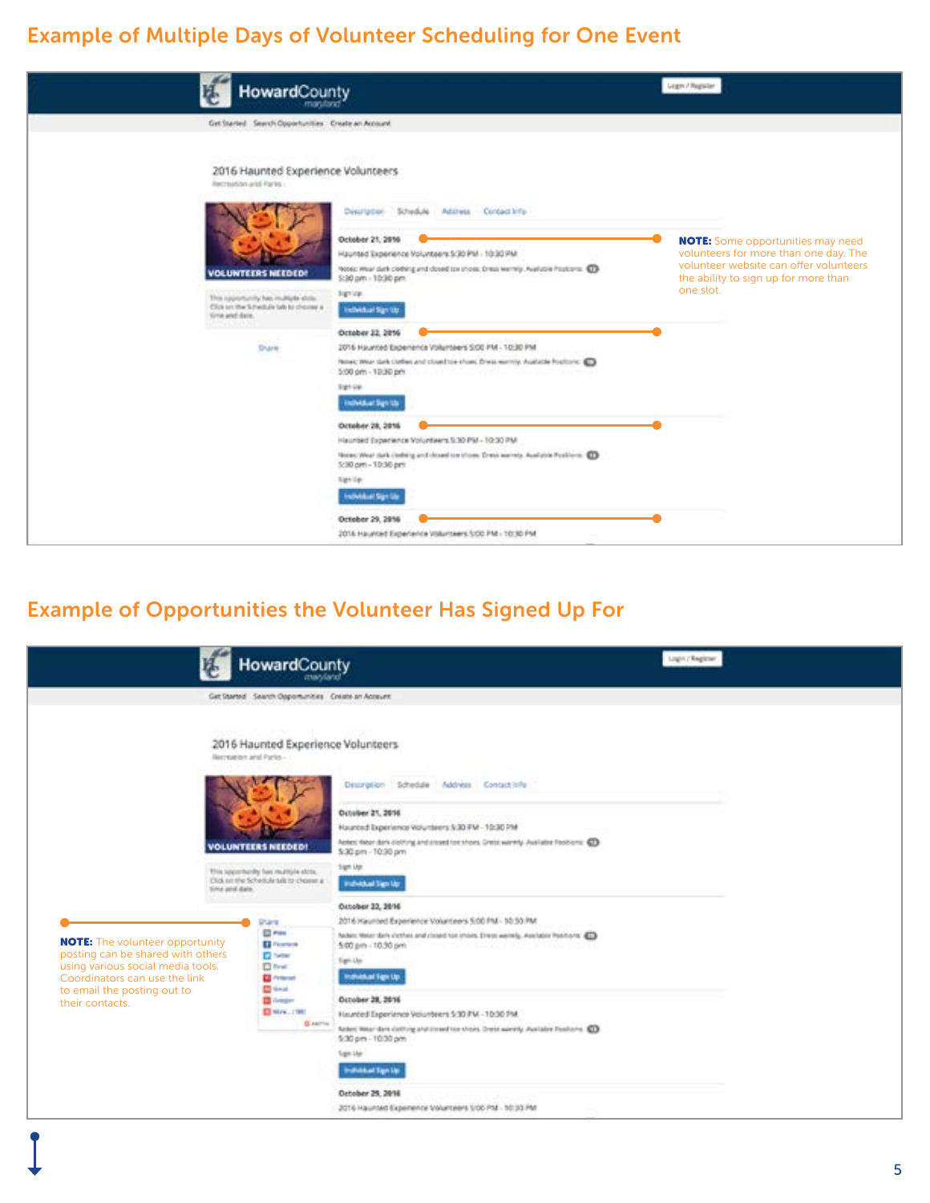## Example of Multiple Days of Volunteer Scheduling for One Event

**NOTE:** Some opportunities may need volunteers for more than one day. The volunteer website can offer volunteers the ability to sign up for more than one slot.

## Example of Opportunities the Volunteer Has Signed Up For

**NOTE:** The volunteer opportunity posting can be shared with others using various social media tools. Coordinators can use the link to email the posting out to their contacts.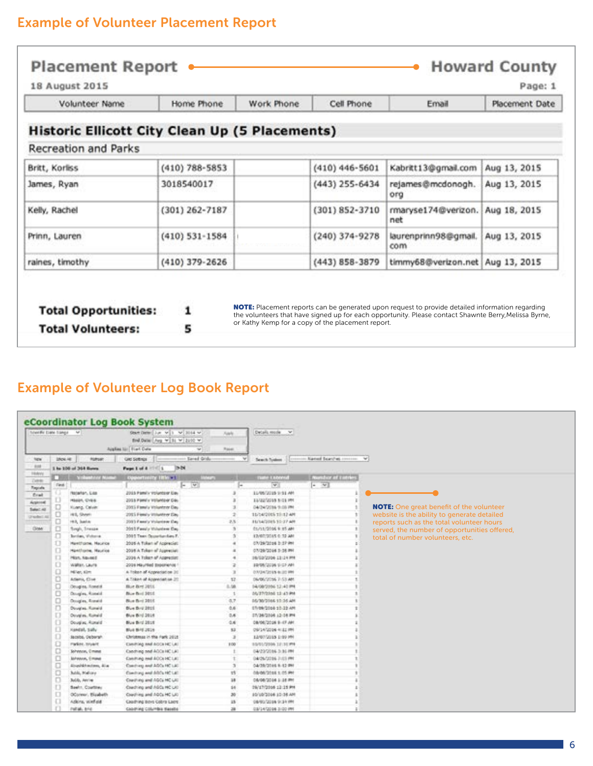## Example of Volunteer Placement Report

# Placement Report — Howard County

18 August 2015 | Page: 1

| Volunteer Name | Home Phone | Work Phone | Cell Phone | Email | Placement Date |
|---|---|---|---|---|---|
| **Historic Ellicott City Clean Up (5 Placements)** | | | | | |
| Recreation and Parks | | | | | |
| Britt, Korliss | (410) 788-5853 | | (410) 446-5601 | Kabritt13@gmail.com | Aug 13, 2015 |
| James, Ryan | 3018540017 | | (443) 255-6434 | rejames@mcdonogh.org | Aug 13, 2015 |
| Kelly, Rachel | (301) 262-7187 | | (301) 852-3710 | rmaryse174@verizon.net | Aug 18, 2015 |
| Prinn, Lauren | (410) 531-1584 | | (240) 374-9278 | laurenprinn98@gmail.com | Aug 13, 2015 |
| raines, timothy | (410) 379-2626 | | (443) 858-3879 | timmy68@verizon.net | Aug 13, 2015 |

**Total Opportunities:** 1

**Total Volunteers:** 5

**NOTE:** Placement reports can be generated upon request to provide detailed information regarding the volunteers that have signed up for each opportunity. Please contact Shawnte Berry,Melissa Byrne, or Kathy Kemp for a copy of the placement report.

## Example of Volunteer Log Book Report

**eCoordinator Log Book System**

**NOTE:** One great benefit of the volunteer website is the ability to generate detailed reports such as the total volunteer hours served, the number of opportunities offered, total of number volunteers, etc.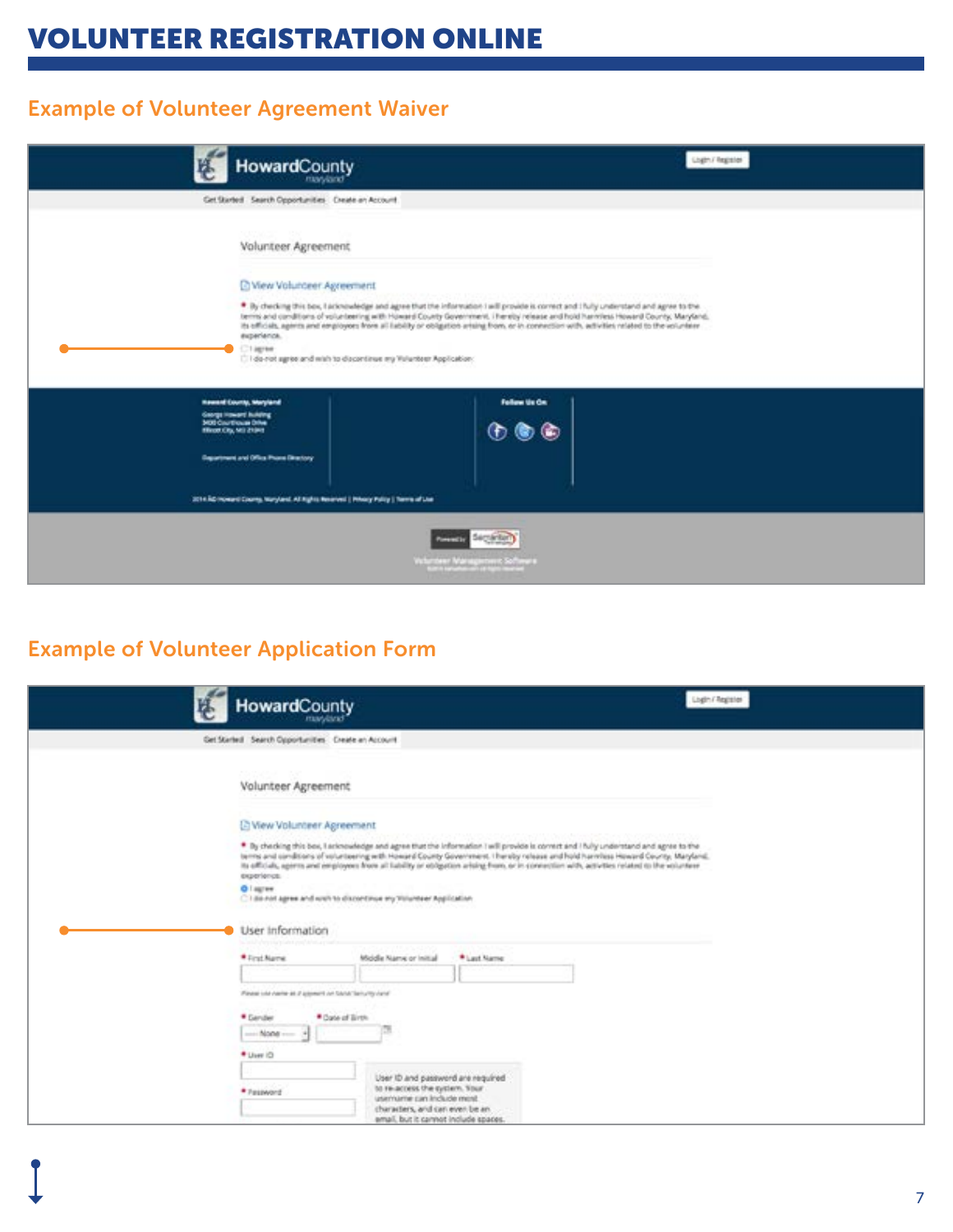# VOLUNTEER REGISTRATION ONLINE

## Example of Volunteer Agreement Waiver

HowardCounty maryland

Login / Register

Get Started | Search Opportunities | Create an Account

Volunteer Agreement

View Volunteer Agreement

* By checking this box, I acknowledge and agree that the information I will provide is correct and I fully understand and agree to the terms and conditions of volunteering with Howard County Government. I hereby release and hold harmless Howard County, Maryland, its officials, agents and employees from all liability or obligation arising from, or in connection with, activities related to the volunteer experience.

- I agree
- I do not agree and wish to discontinue my Volunteer Application

Howard County, Maryland
George Howard Building
3430 Courthouse Drive
Ellicott City, MD 21043

Department and Office Phone Directory

Follow Us On

2014 © Howard County, Maryland. All Rights Reserved | Privacy Policy | Terms of Use

Powered by Samaritan

Volunteer Management Software

## Example of Volunteer Application Form

HowardCounty maryland

Login / Register

Get Started | Search Opportunities | Create an Account

Volunteer Agreement

View Volunteer Agreement

* By checking this box, I acknowledge and agree that the information I will provide is correct and I fully understand and agree to the terms and conditions of volunteering with Howard County Government. I hereby release and hold harmless Howard County, Maryland, its officials, agents and employees from all liability or obligation arising from, or in connection with, activities related to the volunteer experience.

- I agree
- I do not agree and wish to discontinue my Volunteer Application

User Information

* First Name | Middle Name or Initial | * Last Name

Please use name as it appears on Social Security card

* Gender — None — | * Date of Birth

* User ID

* Password

User ID and password are required to re-access the system. Your username can include most characters, and can even be an email, but it cannot include spaces.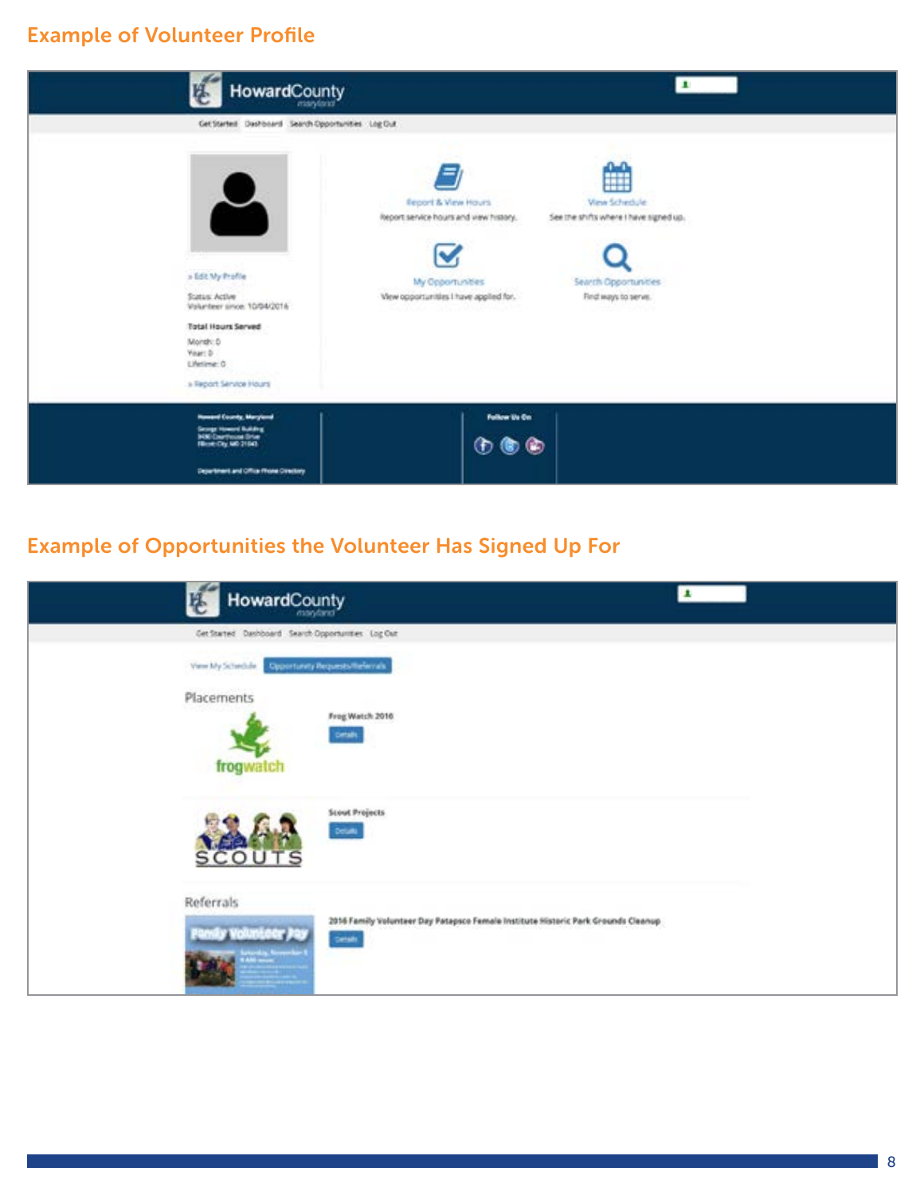## Example of Volunteer Profile

HowardCounty
maryland

Get Started Dashboard Search Opportunities Log Out

» Edit My Profile

Status: Active
Volunteer since: 10/04/2016

**Total Hours Served**

Month: 0
Year: 0
Lifetime: 0

» Report Service Hours

Report & View Hours
Report service hours and view history.

View Schedule
See the shifts where I have signed up.

My Opportunities
View opportunities I have applied for.

Search Opportunities
Find ways to serve.

Howard County, Maryland
George Howard Building
3430 Courthouse Drive
Ellicott City, MD 21043

Department and Office Phone Directory

Follow Us On

## Example of Opportunities the Volunteer Has Signed Up For

HowardCounty
maryland

Get Started Dashboard Search Opportunities Log Out

View My Schedule Opportunity Requests/Referrals

Placements

frogwatch

Frog Watch 2016
Details

SCOUTS

Scout Projects
Details

Referrals

Family Volunteer Day

2016 Family Volunteer Day Patapsco Female Institute Historic Park Grounds Cleanup
Details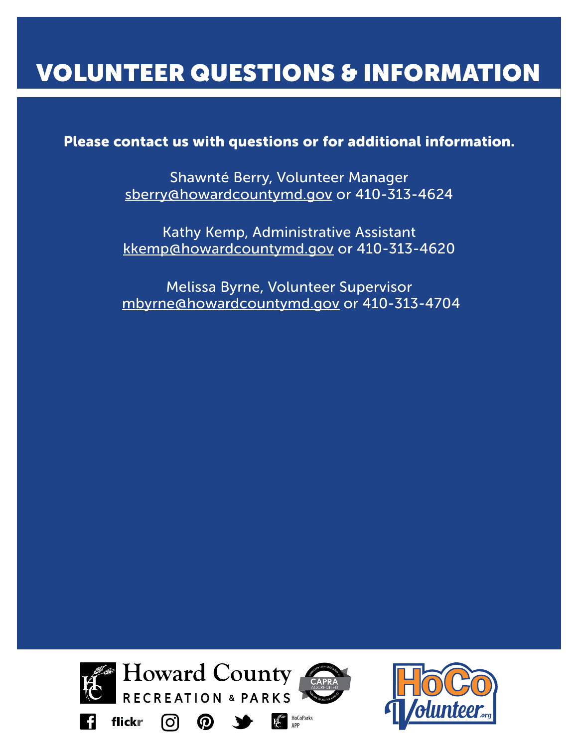# VOLUNTEER QUESTIONS & INFORMATION

**Please contact us with questions or for additional information.**

Shawnté Berry, Volunteer Manager
sberry@howardcountymd.gov or 410-313-4624

Kathy Kemp, Administrative Assistant
kkemp@howardcountymd.gov or 410-313-4620

Melissa Byrne, Volunteer Supervisor
mbyrne@howardcountymd.gov or 410-313-4704

Howard County RECREATION & PARKS

CAPRA ACCREDITED

flickr

HoCoParks APP

HoCo Volunteer.org